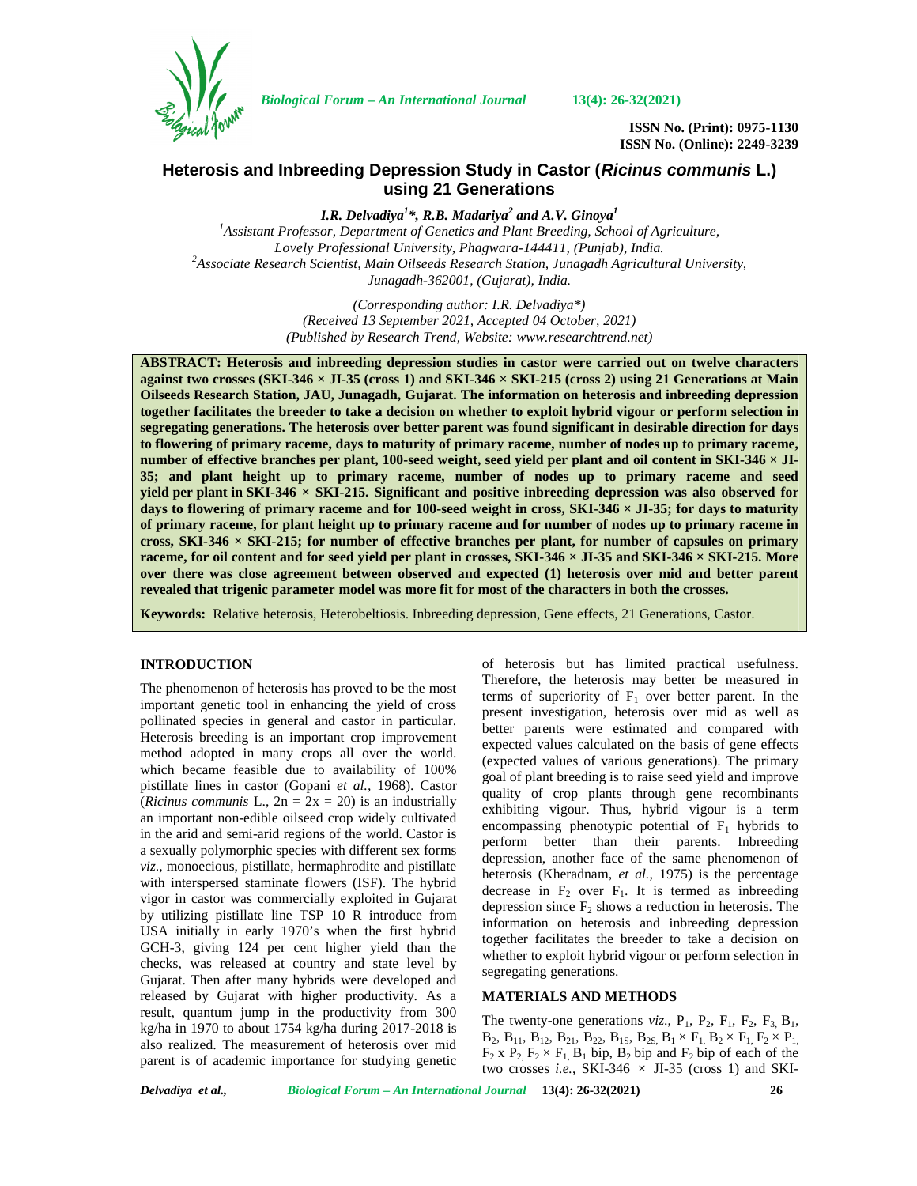ISSN No. (Print): 0975-1130
ISSN No. (Online): 2249-3239

# Heterosis and Inbreeding Depression Study in Castor (*Ricinus communis* L.) using 21 Generations

***I.R. Delvadiya[1]\*, R.B. Madariya[2] and A.V. Ginoya[1]***

*[1]Assistant Professor, Department of Genetics and Plant Breeding, School of Agriculture, Lovely Professional University, Phagwara-144411, (Punjab), India.*
*[2]Associate Research Scientist, Main Oilseeds Research Station, Junagadh Agricultural University, Junagadh-362001, (Gujarat), India.*

*(Corresponding author: I.R. Delvadiya\*)*
*(Received 13 September 2021, Accepted 04 October, 2021)*
*(Published by Research Trend, Website: www.researchtrend.net)*

**ABSTRACT: Heterosis and inbreeding depression studies in castor were carried out on twelve characters against two crosses (SKI-346 × JI-35 (cross 1) and SKI-346 × SKI-215 (cross 2) using 21 Generations at Main Oilseeds Research Station, JAU, Junagadh, Gujarat. The information on heterosis and inbreeding depression together facilitates the breeder to take a decision on whether to exploit hybrid vigour or perform selection in segregating generations. The heterosis over better parent was found significant in desirable direction for days to flowering of primary raceme, days to maturity of primary raceme, number of nodes up to primary raceme, number of effective branches per plant, 100-seed weight, seed yield per plant and oil content in SKI-346 × JI-35; and plant height up to primary raceme, number of nodes up to primary raceme and seed yield per plant in SKI-346 × SKI-215. Significant and positive inbreeding depression was also observed for days to flowering of primary raceme and for 100-seed weight in cross, SKI-346 × JI-35; for days to maturity of primary raceme, for plant height up to primary raceme and for number of nodes up to primary raceme in cross, SKI-346 × SKI-215; for number of effective branches per plant, for number of capsules on primary raceme, for oil content and for seed yield per plant in crosses, SKI-346 × JI-35 and SKI-346 × SKI-215. More over there was close agreement between observed and expected (1) heterosis over mid and better parent revealed that trigenic parameter model was more fit for most of the characters in both the crosses.**

**Keywords:** Relative heterosis, Heterobeltiosis. Inbreeding depression, Gene effects, 21 Generations, Castor.

## INTRODUCTION

The phenomenon of heterosis has proved to be the most important genetic tool in enhancing the yield of cross pollinated species in general and castor in particular. Heterosis breeding is an important crop improvement method adopted in many crops all over the world. which became feasible due to availability of 100% pistillate lines in castor (Gopani *et al.,* 1968). Castor (*Ricinus communis* L., $2n = 2x = 20$) is an industrially an important non-edible oilseed crop widely cultivated in the arid and semi-arid regions of the world. Castor is a sexually polymorphic species with different sex forms *viz*., monoecious, pistillate, hermaphrodite and pistillate with interspersed staminate flowers (ISF). The hybrid vigor in castor was commercially exploited in Gujarat by utilizing pistillate line TSP 10 R introduce from USA initially in early 1970's when the first hybrid GCH-3, giving 124 per cent higher yield than the checks, was released at country and state level by Gujarat. Then after many hybrids were developed and released by Gujarat with higher productivity. As a result, quantum jump in the productivity from 300 kg/ha in 1970 to about 1754 kg/ha during 2017-2018 is also realized. The measurement of heterosis over mid parent is of academic importance for studying genetic of heterosis but has limited practical usefulness. Therefore, the heterosis may better be measured in terms of superiority of $F_1$ over better parent. In the present investigation, heterosis over mid as well as better parents were estimated and compared with expected values calculated on the basis of gene effects (expected values of various generations). The primary goal of plant breeding is to raise seed yield and improve quality of crop plants through gene recombinants exhibiting vigour. Thus, hybrid vigour is a term encompassing phenotypic potential of $F_1$ hybrids to perform better than their parents. Inbreeding depression, another face of the same phenomenon of heterosis (Kheradnam, *et al.,* 1975) is the percentage decrease in $F_2$ over $F_1$. It is termed as inbreeding depression since $F_2$ shows a reduction in heterosis. The information on heterosis and inbreeding depression together facilitates the breeder to take a decision on whether to exploit hybrid vigour or perform selection in segregating generations.

## MATERIALS AND METHODS

The twenty-one generations *viz*., $P_1$, $P_2$, $F_1$, $F_2$, $F_3$, $B_1$, $B_2$, $B_{11}$, $B_{12}$, $B_{21}$, $B_{22}$, $B_{1S}$, $B_{2S}$, $B_1 \times F_1$, $B_2 \times F_1$, $F_2 \times P_1$, $F_2$ x $P_2$, $F_2 \times F_1$, $B_1$ bip, $B_2$ bip and $F_2$ bip of each of the two crosses *i.e.*, SKI-346 × JI-35 (cross 1) and SKI-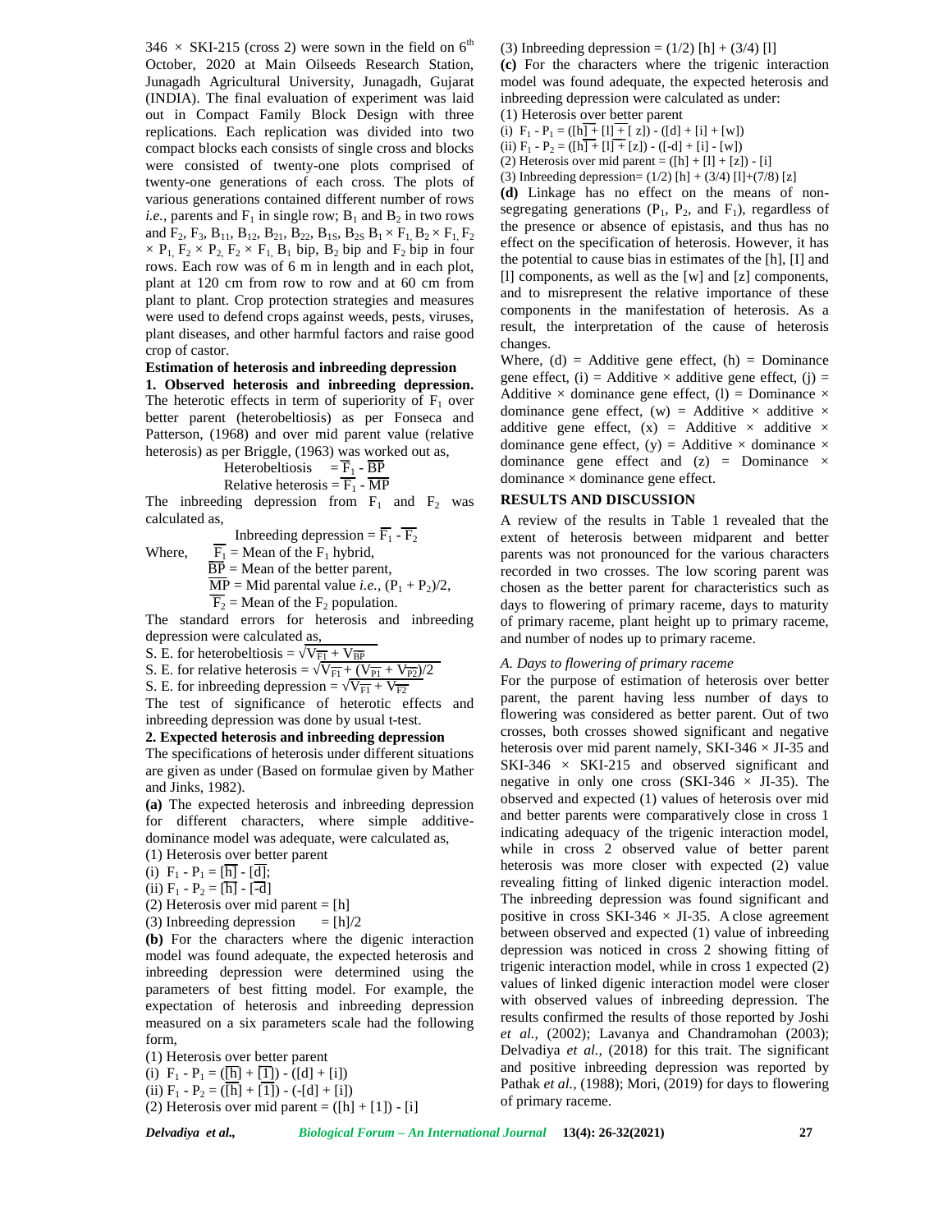346 × SKI-215 (cross 2) were sown in the field on 6th October, 2020 at Main Oilseeds Research Station, Junagadh Agricultural University, Junagadh, Gujarat (INDIA). The final evaluation of experiment was laid out in Compact Family Block Design with three replications. Each replication was divided into two compact blocks each consists of single cross and blocks were consisted of twenty-one plots comprised of twenty-one generations of each cross. The plots of various generations contained different number of rows *i.e.*, parents and $F_1$ in single row; $B_1$ and $B_2$ in two rows and $F_2$, $F_3$, $B_{11}$, $B_{12}$, $B_{21}$, $B_{22}$, $B_{1S}$, $B_{2S}$ $B_1 \times F_1$, $B_2 \times F_1$, $F_2 \times P_1$, $F_2 \times P_2$, $F_2 \times F_1$, $B_1$ bip, $B_2$ bip and $F_2$ bip in four rows. Each row was of 6 m in length and in each plot, plant at 120 cm from row to row and at 60 cm from plant to plant. Crop protection strategies and measures were used to defend crops against weeds, pests, viruses, plant diseases, and other harmful factors and raise good crop of castor.

**Estimation of heterosis and inbreeding depression**

**1. Observed heterosis and inbreeding depression.** The heterotic effects in term of superiority of $F_1$ over better parent (heterobeltiosis) as per Fonseca and Patterson, (1968) and over mid parent value (relative heterosis) as per Briggle, (1963) was worked out as,

$$\text{Heterobeltiosis} = \overline{F_1} - \overline{BP}$$

$$\text{Relative heterosis} = \overline{F_1} - \overline{MP}$$

The inbreeding depression from $F_1$ and $F_2$ was calculated as,

$$\text{Inbreeding depression} = \overline{F_1} - \overline{F_2}$$

Where, $\overline{F_1}$ = Mean of the $F_1$ hybrid,

$\overline{BP}$ = Mean of the better parent,

$\overline{MP}$ = Mid parental value *i.e.*, $(P_1 + P_2)/2$,

$\overline{F_2}$ = Mean of the $F_2$ population.

The standard errors for heterosis and inbreeding depression were calculated as,

S. E. for heterobeltiosis = $\sqrt{V_{\overline{F1}} + V_{\overline{BP}}}$

S. E. for relative heterosis = $\sqrt{V_{\overline{F1}} + (V_{\overline{P1}} + V_{\overline{P2}})/2}$

S. E. for inbreeding depression = $\sqrt{V_{\overline{F1}} + V_{\overline{F2}}}$

The test of significance of heterotic effects and inbreeding depression was done by usual t-test.

**2. Expected heterosis and inbreeding depression**

The specifications of heterosis under different situations are given as under (Based on formulae given by Mather and Jinks, 1982).

**(a)** The expected heterosis and inbreeding depression for different characters, where simple additive-dominance model was adequate, were calculated as,

(1) Heterosis over better parent

(i) $F_1 - P_1 = \overline{[h]} - \overline{[d]}$;

(ii) $F_1 - P_2 = \overline{[h]} - \overline{[-d]}$

(2) Heterosis over mid parent = [h]

(3) Inbreeding depression = [h]/2

**(b)** For the characters where the digenic interaction model was found adequate, the expected heterosis and inbreeding depression were determined using the parameters of best fitting model. For example, the expectation of heterosis and inbreeding depression measured on a six parameters scale had the following form,

(1) Heterosis over better parent

(i) $F_1 - P_1 = (\overline{[h]} + \overline{[1]}) - ([d] + [i])$

(ii) $F_1 - P_2 = (\overline{[h]} + \overline{[1]}) - (-[d] + [i])$

(2) Heterosis over mid parent = ([h] + [1]) - [i]

(3) Inbreeding depression = (1/2) [h] + (3/4) [l]

**(c)** For the characters where the trigenic interaction model was found adequate, the expected heterosis and inbreeding depression were calculated as under:

(1) Heterosis over better parent

(i) $F_1 - P_1 = (\overline{[h] + [l] + [z]}) - ([d] + [i] + [w])$

(ii) $F_1 - P_2 = (\overline{[h] + [l] + [z]}) - ([-d] + [i] - [w])$

(2) Heterosis over mid parent = ([h] + [l] + [z]) - [i]

(3) Inbreeding depression= (1/2) [h] + (3/4) [l]+(7/8) [z]

**(d)** Linkage has no effect on the means of non-segregating generations ($P_1$, $P_2$, and $F_1$), regardless of the presence or absence of epistasis, and thus has no effect on the specification of heterosis. However, it has the potential to cause bias in estimates of the [h], [I] and [l] components, as well as the [w] and [z] components, and to misrepresent the relative importance of these components in the manifestation of heterosis. As a result, the interpretation of the cause of heterosis changes.

Where, (d) = Additive gene effect, (h) = Dominance gene effect, (i) = Additive × additive gene effect, (j) = Additive × dominance gene effect, (l) = Dominance × dominance gene effect, (w) = Additive × additive × additive gene effect, (x) = Additive × additive × dominance gene effect, (y) = Additive × dominance × dominance gene effect and (z) = Dominance × dominance × dominance gene effect.

## RESULTS AND DISCUSSION

A review of the results in Table 1 revealed that the extent of heterosis between midparent and better parents was not pronounced for the various characters recorded in two crosses. The low scoring parent was chosen as the better parent for characteristics such as days to flowering of primary raceme, days to maturity of primary raceme, plant height up to primary raceme, and number of nodes up to primary raceme.

### *A. Days to flowering of primary raceme*

For the purpose of estimation of heterosis over better parent, the parent having less number of days to flowering was considered as better parent. Out of two crosses, both crosses showed significant and negative heterosis over mid parent namely, SKI-346 × JI-35 and SKI-346 × SKI-215 and observed significant and negative in only one cross (SKI-346 × JI-35). The observed and expected (1) values of heterosis over mid and better parents were comparatively close in cross 1 indicating adequacy of the trigenic interaction model, while in cross 2 observed value of better parent heterosis was more closer with expected (2) value revealing fitting of linked digenic interaction model. The inbreeding depression was found significant and positive in cross SKI-346 × JI-35. A close agreement between observed and expected (1) value of inbreeding depression was noticed in cross 2 showing fitting of trigenic interaction model, while in cross 1 expected (2) values of linked digenic interaction model were closer with observed values of inbreeding depression. The results confirmed the results of those reported by Joshi *et al.,* (2002); Lavanya and Chandramohan (2003); Delvadiya *et al.,* (2018) for this trait. The significant and positive inbreeding depression was reported by Pathak *et al.,* (1988); Mori, (2019) for days to flowering of primary raceme.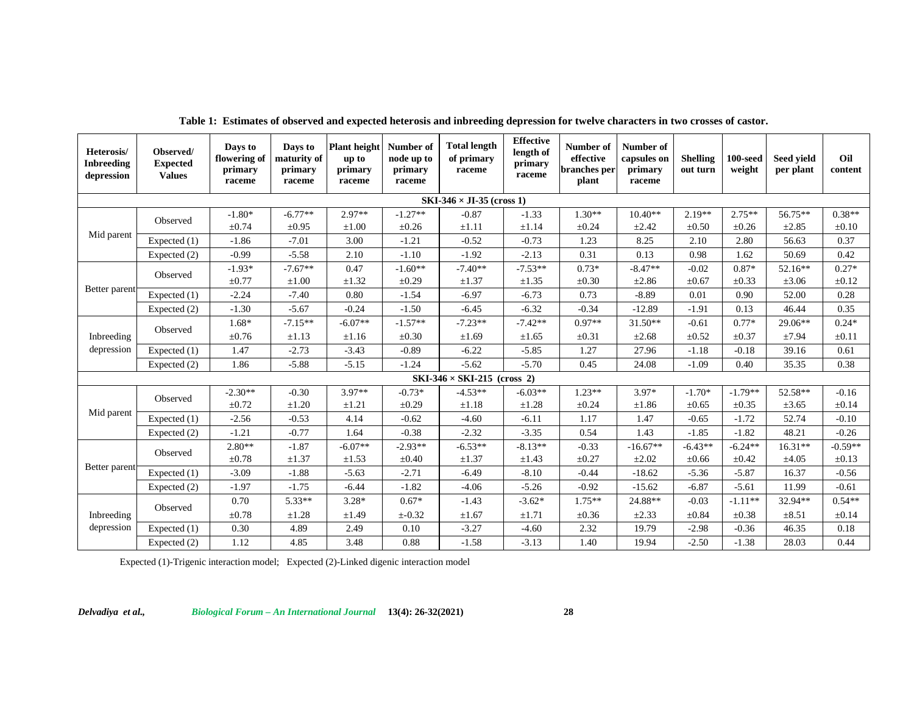**Table 1: Estimates of observed and expected heterosis and inbreeding depression for twelve characters in two crosses of castor.**

| Heterosis/ Inbreeding depression | Observed/ Expected Values | Days to flowering of primary raceme | Days to maturity of primary raceme | Plant height up to primary raceme | Number of node up to primary raceme | Total length of primary raceme | Effective length of primary raceme | Number of effective branches per plant | Number of capsules on primary raceme | Shelling out turn | 100-seed weight | Seed yield per plant | Oil content |
|---|---|---|---|---|---|---|---|---|---|---|---|---|---|
| **SKI-346 × JI-35 (cross 1)** | | | | | | | | | | | | | |
| Mid parent | Observed | -1.80* ±0.74 | -6.77** ±0.95 | 2.97** ±1.00 | -1.27** ±0.26 | -0.87 ±1.11 | -1.33 ±1.14 | 1.30** ±0.24 | 10.40** ±2.42 | 2.19** ±0.50 | 2.75** ±0.26 | 56.75** ±2.85 | 0.38** ±0.10 |
| | Expected (1) | -1.86 | -7.01 | 3.00 | -1.21 | -0.52 | -0.73 | 1.23 | 8.25 | 2.10 | 2.80 | 56.63 | 0.37 |
| | Expected (2) | -0.99 | -5.58 | 2.10 | -1.10 | -1.92 | -2.13 | 0.31 | 0.13 | 0.98 | 1.62 | 50.69 | 0.42 |
| Better parent | Observed | -1.93* ±0.77 | -7.67** ±1.00 | 0.47 ±1.32 | -1.60** ±0.29 | -7.40** ±1.37 | -7.53** ±1.35 | 0.73* ±0.30 | -8.47** ±2.86 | -0.02 ±0.67 | 0.87* ±0.33 | 52.16** ±3.06 | 0.27* ±0.12 |
| | Expected (1) | -2.24 | -7.40 | 0.80 | -1.54 | -6.97 | -6.73 | 0.73 | -8.89 | 0.01 | 0.90 | 52.00 | 0.28 |
| | Expected (2) | -1.30 | -5.67 | -0.24 | -1.50 | -6.45 | -6.32 | -0.34 | -12.89 | -1.91 | 0.13 | 46.44 | 0.35 |
| Inbreeding depression | Observed | 1.68* ±0.76 | -7.15** ±1.13 | -6.07** ±1.16 | -1.57** ±0.30 | -7.23** ±1.69 | -7.42** ±1.65 | 0.97** ±0.31 | 31.50** ±2.68 | -0.61 ±0.52 | 0.77* ±0.37 | 29.06** ±7.94 | 0.24* ±0.11 |
| | Expected (1) | 1.47 | -2.73 | -3.43 | -0.89 | -6.22 | -5.85 | 1.27 | 27.96 | -1.18 | -0.18 | 39.16 | 0.61 |
| | Expected (2) | 1.86 | -5.88 | -5.15 | -1.24 | -5.62 | -5.70 | 0.45 | 24.08 | -1.09 | 0.40 | 35.35 | 0.38 |
| **SKI-346 × SKI-215 (cross 2)** | | | | | | | | | | | | | |
| Mid parent | Observed | -2.30** ±0.72 | -0.30 ±1.20 | 3.97** ±1.21 | -0.73* ±0.29 | -4.53** ±1.18 | -6.03** ±1.28 | 1.23** ±0.24 | 3.97* ±1.86 | -1.70* ±0.65 | -1.79** ±0.35 | 52.58** ±3.65 | -0.16 ±0.14 |
| | Expected (1) | -2.56 | -0.53 | 4.14 | -0.62 | -4.60 | -6.11 | 1.17 | 1.47 | -0.65 | -1.72 | 52.74 | -0.10 |
| | Expected (2) | -1.21 | -0.77 | 1.64 | -0.38 | -2.32 | -3.35 | 0.54 | 1.43 | -1.85 | -1.82 | 48.21 | -0.26 |
| Better parent | Observed | 2.80** ±0.78 | -1.87 ±1.37 | -6.07** ±1.53 | -2.93** ±0.40 | -6.53** ±1.37 | -8.13** ±1.43 | -0.33 ±0.27 | -16.67** ±2.02 | -6.43** ±0.66 | -6.24** ±0.42 | 16.31** ±4.05 | -0.59** ±0.13 |
| | Expected (1) | -3.09 | -1.88 | -5.63 | -2.71 | -6.49 | -8.10 | -0.44 | -18.62 | -5.36 | -5.87 | 16.37 | -0.56 |
| | Expected (2) | -1.97 | -1.75 | -6.44 | -1.82 | -4.06 | -5.26 | -0.92 | -15.62 | -6.87 | -5.61 | 11.99 | -0.61 |
| Inbreeding depression | Observed | 0.70 ±0.78 | 5.33** ±1.28 | 3.28* ±1.49 | 0.67* ±-0.32 | -1.43 ±1.67 | -3.62* ±1.71 | 1.75** ±0.36 | 24.88** ±2.33 | -0.03 ±0.84 | -1.11** ±0.38 | 32.94** ±8.51 | 0.54** ±0.14 |
| | Expected (1) | 0.30 | 4.89 | 2.49 | 0.10 | -3.27 | -4.60 | 2.32 | 19.79 | -2.98 | -0.36 | 46.35 | 0.18 |
| | Expected (2) | 1.12 | 4.85 | 3.48 | 0.88 | -1.58 | -3.13 | 1.40 | 19.94 | -2.50 | -1.38 | 28.03 | 0.44 |

Expected (1)-Trigenic interaction model; Expected (2)-Linked digenic interaction model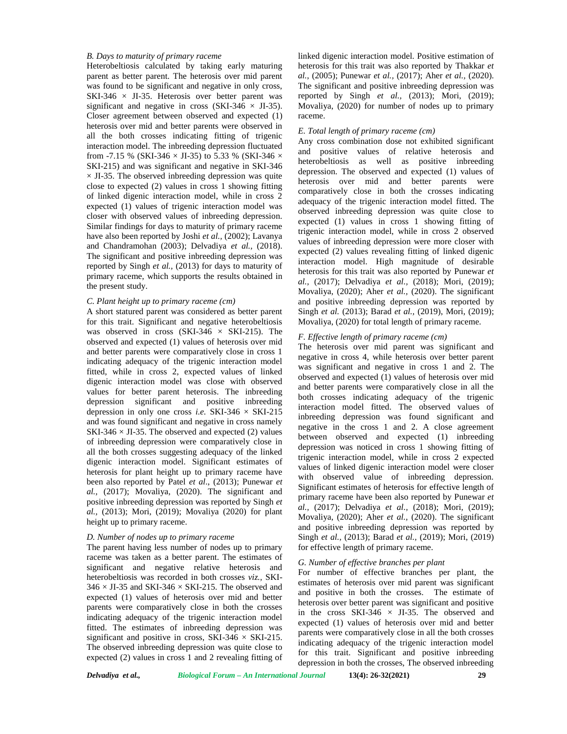### B. Days to maturity of primary raceme

Heterobeltiosis calculated by taking early maturing parent as better parent. The heterosis over mid parent was found to be significant and negative in only cross, SKI-346 × JI-35. Heterosis over better parent was significant and negative in cross (SKI-346 × JI-35). Closer agreement between observed and expected (1) heterosis over mid and better parents were observed in all the both crosses indicating fitting of trigenic interaction model. The inbreeding depression fluctuated from -7.15 % (SKI-346 × JI-35) to 5.33 % (SKI-346 × SKI-215) and was significant and negative in SKI-346 × JI-35. The observed inbreeding depression was quite close to expected (2) values in cross 1 showing fitting of linked digenic interaction model, while in cross 2 expected (1) values of trigenic interaction model was closer with observed values of inbreeding depression. Similar findings for days to maturity of primary raceme have also been reported by Joshi *et al.,* (2002); Lavanya and Chandramohan (2003); Delvadiya *et al.,* (2018). The significant and positive inbreeding depression was reported by Singh *et al.,* (2013) for days to maturity of primary raceme, which supports the results obtained in the present study.

### C. Plant height up to primary raceme (cm)

A short statured parent was considered as better parent for this trait. Significant and negative heterobeltiosis was observed in cross (SKI-346 × SKI-215). The observed and expected (1) values of heterosis over mid and better parents were comparatively close in cross 1 indicating adequacy of the trigenic interaction model fitted, while in cross 2, expected values of linked digenic interaction model was close with observed values for better parent heterosis. The inbreeding depression significant and positive inbreeding depression in only one cross *i.e.* SKI-346 × SKI-215 and was found significant and negative in cross namely SKI-346 × JI-35. The observed and expected (2) values of inbreeding depression were comparatively close in all the both crosses suggesting adequacy of the linked digenic interaction model. Significant estimates of heterosis for plant height up to primary raceme have been also reported by Patel *et al*., (2013); Punewar *et al.,* (2017); Movaliya, (2020). The significant and positive inbreeding depression was reported by Singh *et al.,* (2013); Mori, (2019); Movaliya (2020) for plant height up to primary raceme.

### D. Number of nodes up to primary raceme

The parent having less number of nodes up to primary raceme was taken as a better parent. The estimates of significant and negative relative heterosis and heterobeltiosis was recorded in both crosses *viz.,* SKI-346 × JI-35 and SKI-346 × SKI-215. The observed and expected (1) values of heterosis over mid and better parents were comparatively close in both the crosses indicating adequacy of the trigenic interaction model fitted. The estimates of inbreeding depression was significant and positive in cross, SKI-346 × SKI-215. The observed inbreeding depression was quite close to expected (2) values in cross 1 and 2 revealing fitting of linked digenic interaction model. Positive estimation of heterosis for this trait was also reported by Thakkar *et al.,* (2005); Punewar *et al.,* (2017); Aher *et al.,* (2020). The significant and positive inbreeding depression was reported by Singh *et al.,* (2013); Mori, (2019); Movaliya, (2020) for number of nodes up to primary raceme.

### E. Total length of primary raceme (cm)

Any cross combination dose not exhibited significant and positive values of relative heterosis and heterobeltiosis as well as positive inbreeding depression. The observed and expected (1) values of heterosis over mid and better parents were comparatively close in both the crosses indicating adequacy of the trigenic interaction model fitted. The observed inbreeding depression was quite close to expected (1) values in cross 1 showing fitting of trigenic interaction model, while in cross 2 observed values of inbreeding depression were more closer with expected (2) values revealing fitting of linked digenic interaction model. High magnitude of desirable heterosis for this trait was also reported by Punewar *et al.,* (2017); Delvadiya *et al.,* (2018); Mori, (2019); Movaliya, (2020); Aher *et al.,* (2020). The significant and positive inbreeding depression was reported by Singh *et al.* (2013); Barad *et al.,* (2019), Mori, (2019); Movaliya, (2020) for total length of primary raceme.

### F. Effective length of primary raceme (cm)

The heterosis over mid parent was significant and negative in cross 4, while heterosis over better parent was significant and negative in cross 1 and 2. The observed and expected (1) values of heterosis over mid and better parents were comparatively close in all the both crosses indicating adequacy of the trigenic interaction model fitted. The observed values of inbreeding depression was found significant and negative in the cross 1 and 2. A close agreement between observed and expected (1) inbreeding depression was noticed in cross 1 showing fitting of trigenic interaction model, while in cross 2 expected values of linked digenic interaction model were closer with observed value of inbreeding depression. Significant estimates of heterosis for effective length of primary raceme have been also reported by Punewar *et al.,* (2017); Delvadiya *et al.,* (2018); Mori, (2019); Movaliya, (2020); Aher *et al.,* (2020). The significant and positive inbreeding depression was reported by Singh *et al.,* (2013); Barad *et al.,* (2019); Mori, (2019) for effective length of primary raceme.

### G. Number of effective branches per plant

For number of effective branches per plant, the estimates of heterosis over mid parent was significant and positive in both the crosses. The estimate of heterosis over better parent was significant and positive in the cross SKI-346 × JI-35. The observed and expected (1) values of heterosis over mid and better parents were comparatively close in all the both crosses indicating adequacy of the trigenic interaction model for this trait. Significant and positive inbreeding depression in both the crosses, The observed inbreeding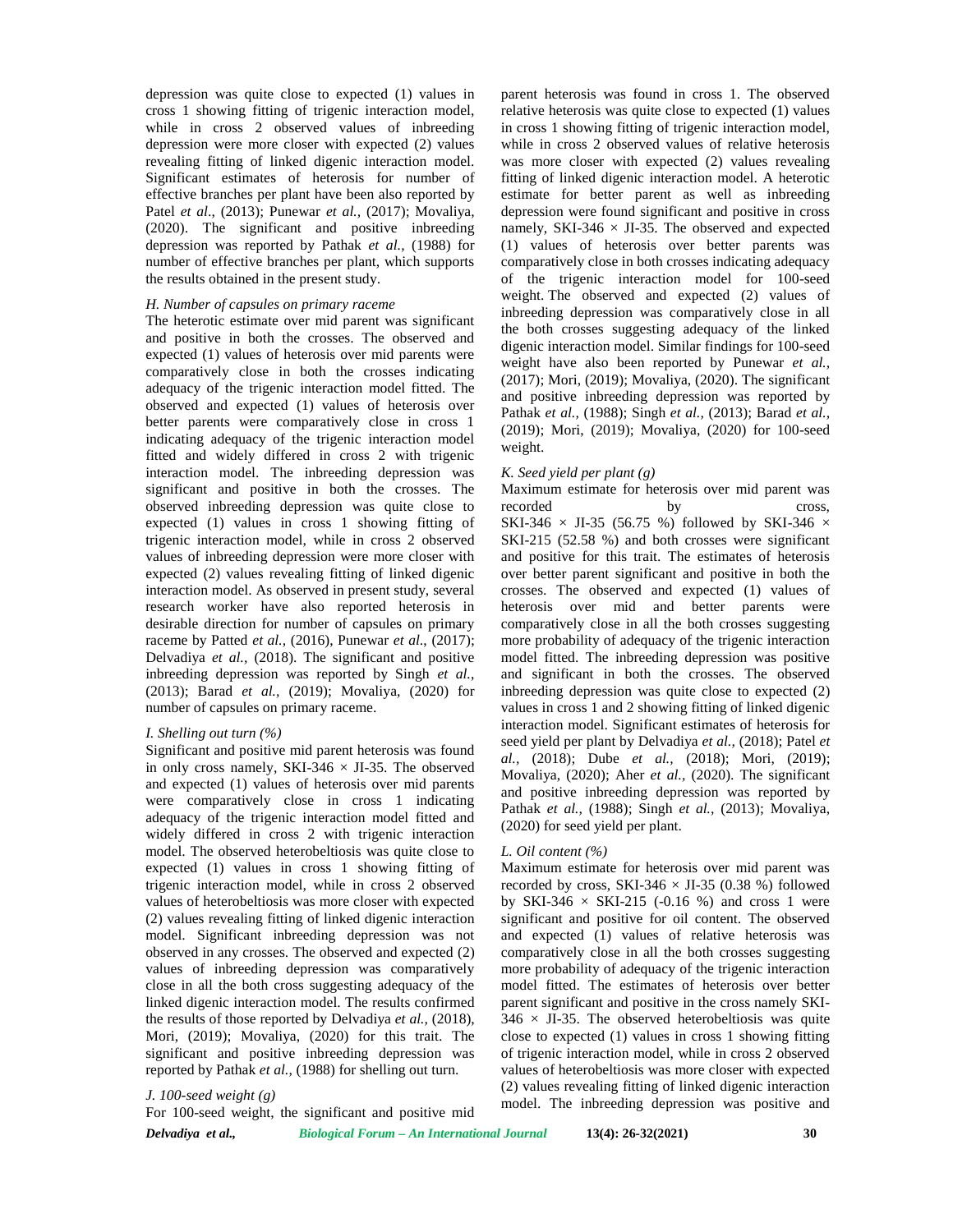depression was quite close to expected (1) values in cross 1 showing fitting of trigenic interaction model, while in cross 2 observed values of inbreeding depression were more closer with expected (2) values revealing fitting of linked digenic interaction model. Significant estimates of heterosis for number of effective branches per plant have been also reported by Patel *et al*., (2013); Punewar *et al.,* (2017); Movaliya, (2020). The significant and positive inbreeding depression was reported by Pathak *et al.,* (1988) for number of effective branches per plant, which supports the results obtained in the present study.

*H. Number of capsules on primary raceme*

The heterotic estimate over mid parent was significant and positive in both the crosses. The observed and expected (1) values of heterosis over mid parents were comparatively close in both the crosses indicating adequacy of the trigenic interaction model fitted. The observed and expected (1) values of heterosis over better parents were comparatively close in cross 1 indicating adequacy of the trigenic interaction model fitted and widely differed in cross 2 with trigenic interaction model. The inbreeding depression was significant and positive in both the crosses. The observed inbreeding depression was quite close to expected (1) values in cross 1 showing fitting of trigenic interaction model, while in cross 2 observed values of inbreeding depression were more closer with expected (2) values revealing fitting of linked digenic interaction model. As observed in present study, several research worker have also reported heterosis in desirable direction for number of capsules on primary raceme by Patted *et al.,* (2016), Punewar *et al.,* (2017); Delvadiya *et al.*, (2018). The significant and positive inbreeding depression was reported by Singh *et al.*, (2013); Barad *et al.,* (2019); Movaliya, (2020) for number of capsules on primary raceme.

*I. Shelling out turn (%)*

Significant and positive mid parent heterosis was found in only cross namely, SKI-346 × JI-35. The observed and expected (1) values of heterosis over mid parents were comparatively close in cross 1 indicating adequacy of the trigenic interaction model fitted and widely differed in cross 2 with trigenic interaction model. The observed heterobeltiosis was quite close to expected (1) values in cross 1 showing fitting of trigenic interaction model, while in cross 2 observed values of heterobeltiosis was more closer with expected (2) values revealing fitting of linked digenic interaction model. Significant inbreeding depression was not observed in any crosses. The observed and expected (2) values of inbreeding depression was comparatively close in all the both cross suggesting adequacy of the linked digenic interaction model. The results confirmed the results of those reported by Delvadiya *et al.,* (2018), Mori, (2019); Movaliya, (2020) for this trait. The significant and positive inbreeding depression was reported by Pathak *et al.,* (1988) for shelling out turn.

*J. 100-seed weight (g)*

For 100-seed weight, the significant and positive mid parent heterosis was found in cross 1. The observed relative heterosis was quite close to expected (1) values in cross 1 showing fitting of trigenic interaction model, while in cross 2 observed values of relative heterosis was more closer with expected (2) values revealing fitting of linked digenic interaction model. A heterotic estimate for better parent as well as inbreeding depression were found significant and positive in cross namely, SKI-346 × JI-35. The observed and expected (1) values of heterosis over better parents was comparatively close in both crosses indicating adequacy of the trigenic interaction model for 100-seed weight. The observed and expected (2) values of inbreeding depression was comparatively close in all the both crosses suggesting adequacy of the linked digenic interaction model. Similar findings for 100-seed weight have also been reported by Punewar *et al.,* (2017); Mori, (2019); Movaliya, (2020). The significant and positive inbreeding depression was reported by Pathak *et al.,* (1988); Singh *et al.,* (2013); Barad *et al.,* (2019); Mori, (2019); Movaliya, (2020) for 100-seed weight.

*K. Seed yield per plant (g)*

Maximum estimate for heterosis over mid parent was recorded by cross, SKI-346 × JI-35 (56.75 %) followed by SKI-346 × SKI-215 (52.58 %) and both crosses were significant and positive for this trait. The estimates of heterosis over better parent significant and positive in both the crosses. The observed and expected (1) values of heterosis over mid and better parents were comparatively close in all the both crosses suggesting more probability of adequacy of the trigenic interaction model fitted. The inbreeding depression was positive and significant in both the crosses. The observed inbreeding depression was quite close to expected (2) values in cross 1 and 2 showing fitting of linked digenic interaction model. Significant estimates of heterosis for seed yield per plant by Delvadiya *et al.,* (2018); Patel *et al.,* (2018); Dube *et al.,* (2018); Mori, (2019); Movaliya, (2020); Aher *et al.,* (2020). The significant and positive inbreeding depression was reported by Pathak *et al.,* (1988); Singh *et al.*, (2013); Movaliya, (2020) for seed yield per plant.

*L. Oil content (%)*

Maximum estimate for heterosis over mid parent was recorded by cross, SKI-346 × JI-35 (0.38 %) followed by SKI-346 × SKI-215 (-0.16 %) and cross 1 were significant and positive for oil content. The observed and expected (1) values of relative heterosis was comparatively close in all the both crosses suggesting more probability of adequacy of the trigenic interaction model fitted. The estimates of heterosis over better parent significant and positive in the cross namely SKI-346 × JI-35. The observed heterobeltiosis was quite close to expected (1) values in cross 1 showing fitting of trigenic interaction model, while in cross 2 observed values of heterobeltiosis was more closer with expected (2) values revealing fitting of linked digenic interaction model. The inbreeding depression was positive and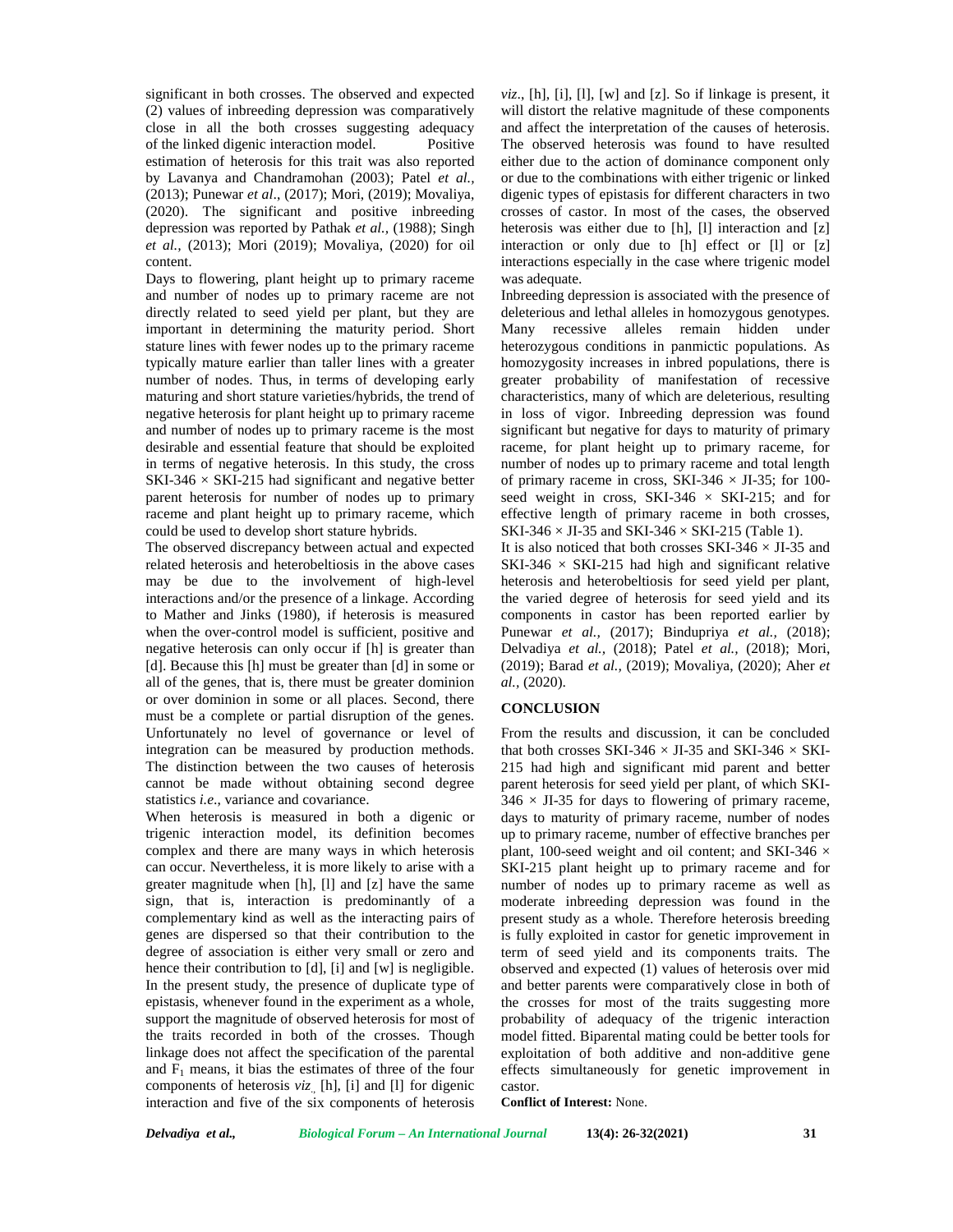significant in both crosses. The observed and expected (2) values of inbreeding depression was comparatively close in all the both crosses suggesting adequacy of the linked digenic interaction model. Positive estimation of heterosis for this trait was also reported by Lavanya and Chandramohan (2003); Patel *et al.,* (2013); Punewar *et al*., (2017); Mori, (2019); Movaliya, (2020). The significant and positive inbreeding depression was reported by Pathak *et al.,* (1988); Singh *et al.,* (2013); Mori (2019); Movaliya, (2020) for oil content.

Days to flowering, plant height up to primary raceme and number of nodes up to primary raceme are not directly related to seed yield per plant, but they are important in determining the maturity period. Short stature lines with fewer nodes up to the primary raceme typically mature earlier than taller lines with a greater number of nodes. Thus, in terms of developing early maturing and short stature varieties/hybrids, the trend of negative heterosis for plant height up to primary raceme and number of nodes up to primary raceme is the most desirable and essential feature that should be exploited in terms of negative heterosis. In this study, the cross SKI-346 × SKI-215 had significant and negative better parent heterosis for number of nodes up to primary raceme and plant height up to primary raceme, which could be used to develop short stature hybrids.

The observed discrepancy between actual and expected related heterosis and heterobeltiosis in the above cases may be due to the involvement of high-level interactions and/or the presence of a linkage. According to Mather and Jinks (1980), if heterosis is measured when the over-control model is sufficient, positive and negative heterosis can only occur if [h] is greater than [d]. Because this [h] must be greater than [d] in some or all of the genes, that is, there must be greater dominion or over dominion in some or all places. Second, there must be a complete or partial disruption of the genes. Unfortunately no level of governance or level of integration can be measured by production methods. The distinction between the two causes of heterosis cannot be made without obtaining second degree statistics *i.e*., variance and covariance.

When heterosis is measured in both a digenic or trigenic interaction model, its definition becomes complex and there are many ways in which heterosis can occur. Nevertheless, it is more likely to arise with a greater magnitude when [h], [l] and [z] have the same sign, that is, interaction is predominantly of a complementary kind as well as the interacting pairs of genes are dispersed so that their contribution to the degree of association is either very small or zero and hence their contribution to [d], [i] and [w] is negligible. In the present study, the presence of duplicate type of epistasis, whenever found in the experiment as a whole, support the magnitude of observed heterosis for most of the traits recorded in both of the crosses. Though linkage does not affect the specification of the parental and $F_1$ means, it bias the estimates of three of the four components of heterosis *viz*. [h], [i] and [l] for digenic interaction and five of the six components of heterosis *viz*., [h], [i], [l], [w] and [z]. So if linkage is present, it will distort the relative magnitude of these components and affect the interpretation of the causes of heterosis. The observed heterosis was found to have resulted either due to the action of dominance component only or due to the combinations with either trigenic or linked digenic types of epistasis for different characters in two crosses of castor. In most of the cases, the observed heterosis was either due to [h], [l] interaction and [z] interaction or only due to [h] effect or [l] or [z] interactions especially in the case where trigenic model was adequate.

Inbreeding depression is associated with the presence of deleterious and lethal alleles in homozygous genotypes. Many recessive alleles remain hidden under heterozygous conditions in panmictic populations. As homozygosity increases in inbred populations, there is greater probability of manifestation of recessive characteristics, many of which are deleterious, resulting in loss of vigor. Inbreeding depression was found significant but negative for days to maturity of primary raceme, for plant height up to primary raceme, for number of nodes up to primary raceme and total length of primary raceme in cross, SKI-346 × JI-35; for 100-seed weight in cross, SKI-346 × SKI-215; and for effective length of primary raceme in both crosses, SKI-346 × JI-35 and SKI-346 × SKI-215 (Table 1).

It is also noticed that both crosses SKI-346 × JI-35 and SKI-346 × SKI-215 had high and significant relative heterosis and heterobeltiosis for seed yield per plant, the varied degree of heterosis for seed yield and its components in castor has been reported earlier by Punewar *et al.,* (2017); Bindupriya *et al.,* (2018); Delvadiya *et al.,* (2018); Patel *et al.,* (2018); Mori, (2019); Barad *et al.,* (2019); Movaliya, (2020); Aher *et al.,* (2020).

## CONCLUSION

From the results and discussion, it can be concluded that both crosses SKI-346 × JI-35 and SKI-346 × SKI-215 had high and significant mid parent and better parent heterosis for seed yield per plant, of which SKI-346 × JI-35 for days to flowering of primary raceme, days to maturity of primary raceme, number of nodes up to primary raceme, number of effective branches per plant, 100-seed weight and oil content; and SKI-346 × SKI-215 plant height up to primary raceme and for number of nodes up to primary raceme as well as moderate inbreeding depression was found in the present study as a whole. Therefore heterosis breeding is fully exploited in castor for genetic improvement in term of seed yield and its components traits. The observed and expected (1) values of heterosis over mid and better parents were comparatively close in both of the crosses for most of the traits suggesting more probability of adequacy of the trigenic interaction model fitted. Biparental mating could be better tools for exploitation of both additive and non-additive gene effects simultaneously for genetic improvement in castor.

**Conflict of Interest:** None.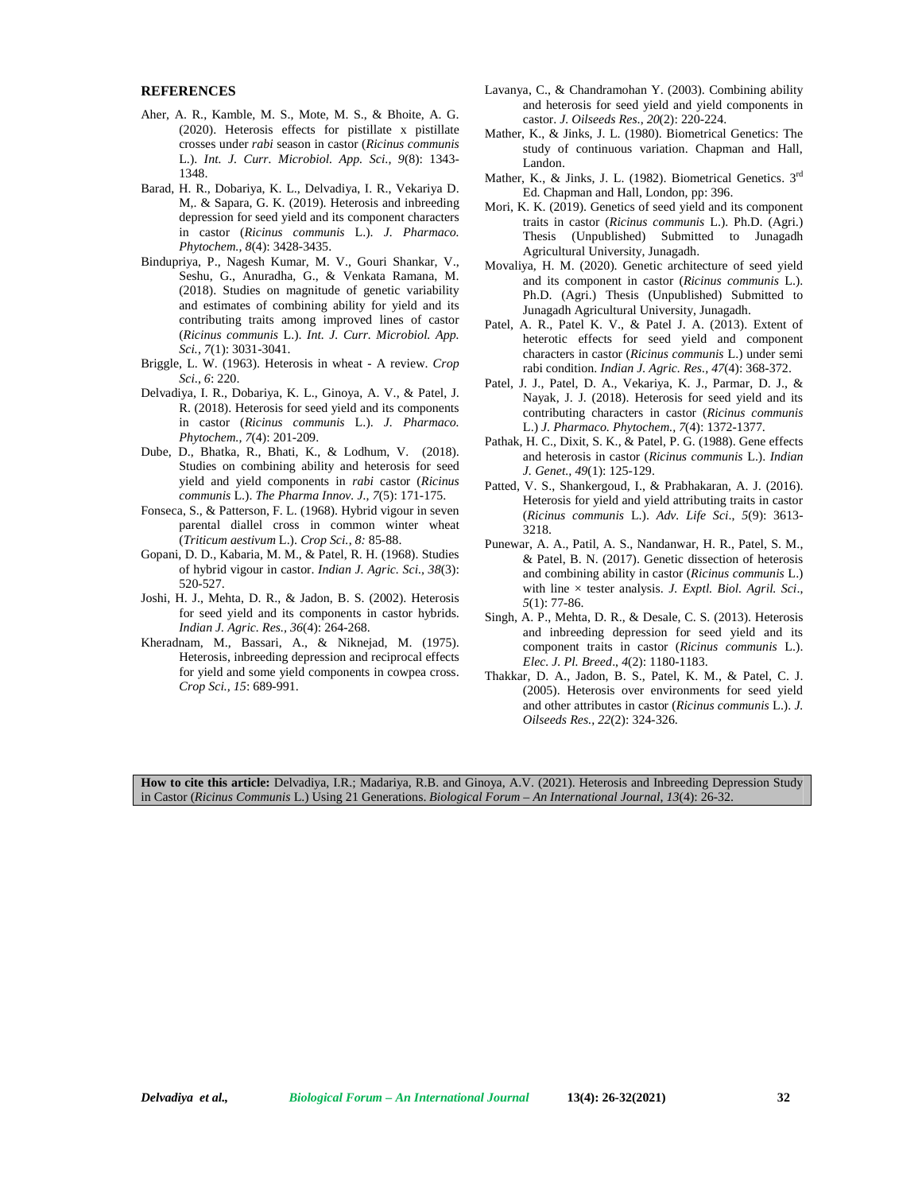## REFERENCES

Aher, A. R., Kamble, M. S., Mote, M. S., & Bhoite, A. G. (2020). Heterosis effects for pistillate x pistillate crosses under *rabi* season in castor (*Ricinus communis* L.). *Int. J. Curr. Microbiol. App. Sci., 9*(8): 1343-1348.

Barad, H. R., Dobariya, K. L., Delvadiya, I. R., Vekariya D. M,. & Sapara, G. K. (2019). Heterosis and inbreeding depression for seed yield and its component characters in castor (*Ricinus communis* L.). *J. Pharmaco. Phytochem., 8*(4): 3428-3435.

Bindupriya, P., Nagesh Kumar, M. V., Gouri Shankar, V., Seshu, G., Anuradha, G., & Venkata Ramana, M. (2018). Studies on magnitude of genetic variability and estimates of combining ability for yield and its contributing traits among improved lines of castor (*Ricinus communis* L.). *Int. J. Curr. Microbiol. App. Sci., 7*(1): 3031-3041.

Briggle, L. W. (1963). Heterosis in wheat - A review. *Crop Sci*., *6*: 220.

Delvadiya, I. R., Dobariya, K. L., Ginoya, A. V., & Patel, J. R. (2018). Heterosis for seed yield and its components in castor (*Ricinus communis* L.). *J. Pharmaco. Phytochem., 7*(4): 201-209.

Dube, D., Bhatka, R., Bhati, K., & Lodhum, V. (2018). Studies on combining ability and heterosis for seed yield and yield components in *rabi* castor (*Ricinus communis* L.). *The Pharma Innov. J., 7*(5): 171-175.

Fonseca, S., & Patterson, F. L. (1968). Hybrid vigour in seven parental diallel cross in common winter wheat (*Triticum aestivum* L.). *Crop Sci., 8:* 85-88.

Gopani, D. D., Kabaria, M. M., & Patel, R. H. (1968). Studies of hybrid vigour in castor. *Indian J. Agric. Sci., 38*(3): 520-527.

Joshi, H. J., Mehta, D. R., & Jadon, B. S. (2002). Heterosis for seed yield and its components in castor hybrids. *Indian J. Agric. Res., 36*(4): 264-268.

Kheradnam, M., Bassari, A., & Niknejad, M. (1975). Heterosis, inbreeding depression and reciprocal effects for yield and some yield components in cowpea cross. *Crop Sci., 15*: 689-991.

Lavanya, C., & Chandramohan Y. (2003). Combining ability and heterosis for seed yield and yield components in castor. *J. Oilseeds Res., 20*(2): 220-224.

Mather, K., & Jinks, J. L. (1980). Biometrical Genetics: The study of continuous variation. Chapman and Hall, Landon.

Mather, K., & Jinks, J. L. (1982). Biometrical Genetics. 3rd Ed. Chapman and Hall, London, pp: 396.

Mori, K. K. (2019). Genetics of seed yield and its component traits in castor (*Ricinus communis* L.). Ph.D. (Agri.) Thesis (Unpublished) Submitted to Junagadh Agricultural University, Junagadh.

Movaliya, H. M. (2020). Genetic architecture of seed yield and its component in castor (*Ricinus communis* L.). Ph.D. (Agri.) Thesis (Unpublished) Submitted to Junagadh Agricultural University, Junagadh.

Patel, A. R., Patel K. V., & Patel J. A. (2013). Extent of heterotic effects for seed yield and component characters in castor (*Ricinus communis* L.) under semi rabi condition. *Indian J. Agric. Res., 47*(4): 368-372.

Patel, J. J., Patel, D. A., Vekariya, K. J., Parmar, D. J., & Nayak, J. J. (2018). Heterosis for seed yield and its contributing characters in castor (*Ricinus communis* L.) *J. Pharmaco. Phytochem., 7*(4): 1372-1377.

Pathak, H. C., Dixit, S. K., & Patel, P. G. (1988). Gene effects and heterosis in castor (*Ricinus communis* L.). *Indian J. Genet*., *49*(1): 125-129.

Patted, V. S., Shankergoud, I., & Prabhakaran, A. J. (2016). Heterosis for yield and yield attributing traits in castor (*Ricinus communis* L.). *Adv. Life Sci*., *5*(9): 3613-3218.

Punewar, A. A., Patil, A. S., Nandanwar, H. R., Patel, S. M., & Patel, B. N. (2017). Genetic dissection of heterosis and combining ability in castor (*Ricinus communis* L.) with line × tester analysis. *J. Exptl. Biol. Agril. Sci*., *5*(1): 77-86.

Singh, A. P., Mehta, D. R., & Desale, C. S. (2013). Heterosis and inbreeding depression for seed yield and its component traits in castor (*Ricinus communis* L.). *Elec. J. Pl. Breed*., *4*(2): 1180-1183.

Thakkar, D. A., Jadon, B. S., Patel, K. M., & Patel, C. J. (2005). Heterosis over environments for seed yield and other attributes in castor (*Ricinus communis* L.). *J. Oilseeds Res., 22*(2): 324-326.

**How to cite this article:** Delvadiya, I.R.; Madariya, R.B. and Ginoya, A.V. (2021). Heterosis and Inbreeding Depression Study in Castor (*Ricinus Communis* L.) Using 21 Generations. *Biological Forum – An International Journal, 13*(4): 26-32.